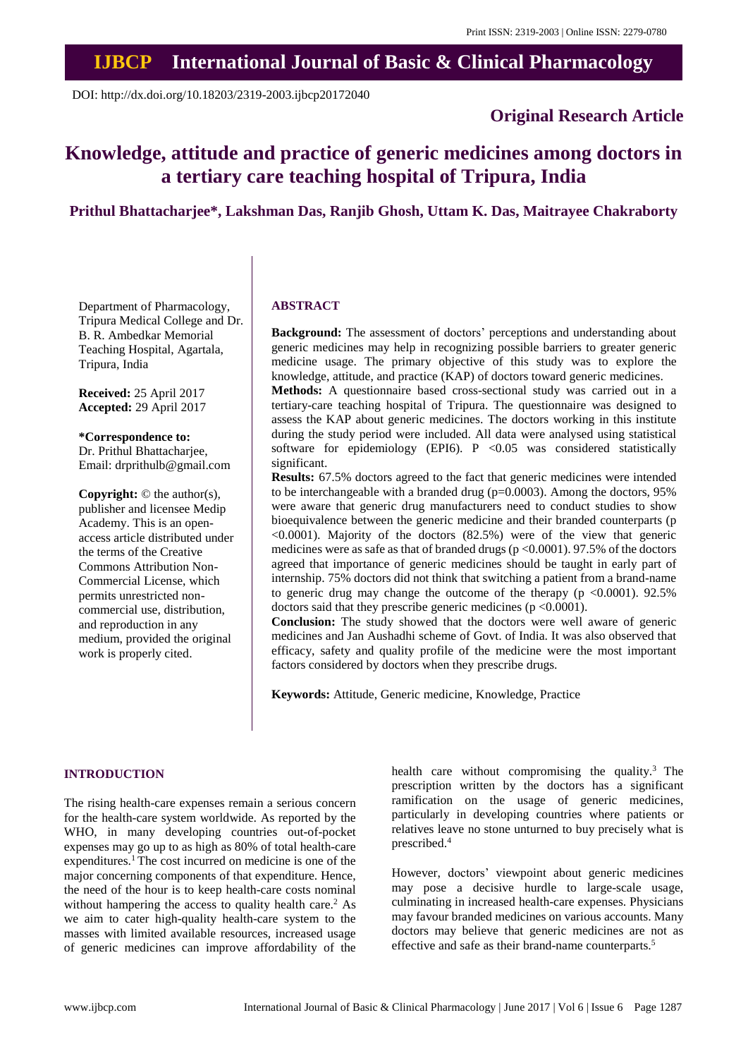Print ISSN: 2319-2003 | Online ISSN: 2279-0780

# IJBCP International Journal of Basic & Clinical Pharmacology

DOI: http://dx.doi.org/10.18203/2319-2003.ijbcp20172040

**Original Research Article**

# Knowledge, attitude and practice of generic medicines among doctors in a tertiary care teaching hospital of Tripura, India

**Prithul Bhattacharjee\*, Lakshman Das, Ranjib Ghosh, Uttam K. Das, Maitrayee Chakraborty**

Department of Pharmacology, Tripura Medical College and Dr. B. R. Ambedkar Memorial Teaching Hospital, Agartala, Tripura, India

**Received:** 25 April 2017
**Accepted:** 29 April 2017

**\*Correspondence to:**
Dr. Prithul Bhattacharjee,
Email: drprithulb@gmail.com

**Copyright:** © the author(s), publisher and licensee Medip Academy. This is an open-access article distributed under the terms of the Creative Commons Attribution Non-Commercial License, which permits unrestricted non-commercial use, distribution, and reproduction in any medium, provided the original work is properly cited.

## ABSTRACT

**Background:** The assessment of doctors' perceptions and understanding about generic medicines may help in recognizing possible barriers to greater generic medicine usage. The primary objective of this study was to explore the knowledge, attitude, and practice (KAP) of doctors toward generic medicines.

**Methods:** A questionnaire based cross-sectional study was carried out in a tertiary-care teaching hospital of Tripura. The questionnaire was designed to assess the KAP about generic medicines. The doctors working in this institute during the study period were included. All data were analysed using statistical software for epidemiology (EPI6). $P < 0.05$ was considered statistically significant.

**Results:** 67.5% doctors agreed to the fact that generic medicines were intended to be interchangeable with a branded drug ($p=0.0003$). Among the doctors, 95% were aware that generic drug manufacturers need to conduct studies to show bioequivalence between the generic medicine and their branded counterparts ($p < 0.0001$). Majority of the doctors (82.5%) were of the view that generic medicines were as safe as that of branded drugs ($p < 0.0001$). 97.5% of the doctors agreed that importance of generic medicines should be taught in early part of internship. 75% doctors did not think that switching a patient from a brand-name to generic drug may change the outcome of the therapy ($p < 0.0001$). 92.5% doctors said that they prescribe generic medicines ($p < 0.0001$).

**Conclusion:** The study showed that the doctors were well aware of generic medicines and Jan Aushadhi scheme of Govt. of India. It was also observed that efficacy, safety and quality profile of the medicine were the most important factors considered by doctors when they prescribe drugs.

**Keywords:** Attitude, Generic medicine, Knowledge, Practice

## INTRODUCTION

The rising health-care expenses remain a serious concern for the health-care system worldwide. As reported by the WHO, in many developing countries out-of-pocket expenses may go up to as high as 80% of total health-care expenditures.[1] The cost incurred on medicine is one of the major concerning components of that expenditure. Hence, the need of the hour is to keep health-care costs nominal without hampering the access to quality health care.[2] As we aim to cater high-quality health-care system to the masses with limited available resources, increased usage of generic medicines can improve affordability of the health care without compromising the quality.[3] The prescription written by the doctors has a significant ramification on the usage of generic medicines, particularly in developing countries where patients or relatives leave no stone unturned to buy precisely what is prescribed.[4]

However, doctors' viewpoint about generic medicines may pose a decisive hurdle to large-scale usage, culminating in increased health-care expenses. Physicians may favour branded medicines on various accounts. Many doctors may believe that generic medicines are not as effective and safe as their brand-name counterparts.[5]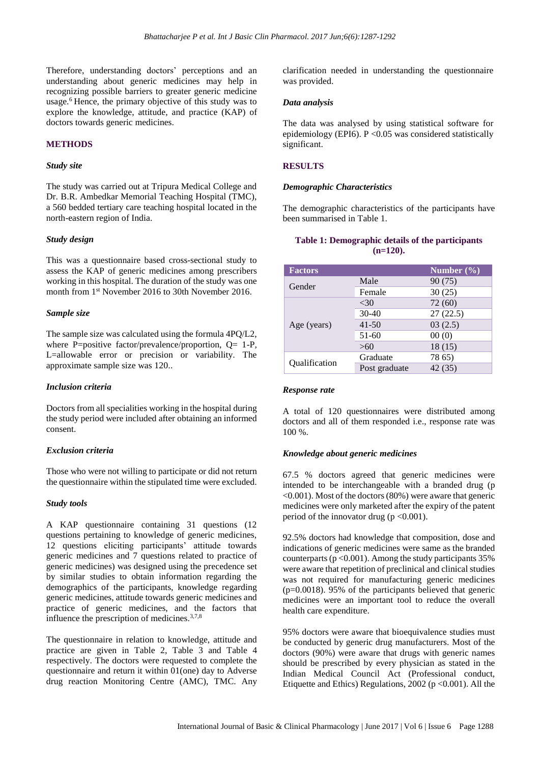Therefore, understanding doctors' perceptions and an understanding about generic medicines may help in recognizing possible barriers to greater generic medicine usage.[6] Hence, the primary objective of this study was to explore the knowledge, attitude, and practice (KAP) of doctors towards generic medicines.

## METHODS

### *Study site*

The study was carried out at Tripura Medical College and Dr. B.R. Ambedkar Memorial Teaching Hospital (TMC), a 560 bedded tertiary care teaching hospital located in the north-eastern region of India.

### *Study design*

This was a questionnaire based cross-sectional study to assess the KAP of generic medicines among prescribers working in this hospital. The duration of the study was one month from 1st November 2016 to 30th November 2016.

### *Sample size*

The sample size was calculated using the formula 4PQ/L2, where P=positive factor/prevalence/proportion, Q= 1-P, L=allowable error or precision or variability. The approximate sample size was 120..

### *Inclusion criteria*

Doctors from all specialities working in the hospital during the study period were included after obtaining an informed consent.

### *Exclusion criteria*

Those who were not willing to participate or did not return the questionnaire within the stipulated time were excluded.

### *Study tools*

A KAP questionnaire containing 31 questions (12 questions pertaining to knowledge of generic medicines, 12 questions eliciting participants' attitude towards generic medicines and 7 questions related to practice of generic medicines) was designed using the precedence set by similar studies to obtain information regarding the demographics of the participants, knowledge regarding generic medicines, attitude towards generic medicines and practice of generic medicines, and the factors that influence the prescription of medicines.[3,7,8]

The questionnaire in relation to knowledge, attitude and practice are given in Table 2, Table 3 and Table 4 respectively. The doctors were requested to complete the questionnaire and return it within 01(one) day to Adverse drug reaction Monitoring Centre (AMC), TMC. Any clarification needed in understanding the questionnaire was provided.

### *Data analysis*

The data was analysed by using statistical software for epidemiology (EPI6). $P < 0.05$ was considered statistically significant.

## RESULTS

### *Demographic Characteristics*

The demographic characteristics of the participants have been summarised in Table 1.

**Table 1: Demographic details of the participants (n=120).**

| Factors | | Number (%) |
|---|---|---|
| Gender | Male | 90 (75) |
| | Female | 30 (25) |
| Age (years) | <30 | 72 (60) |
| | 30-40 | 27 (22.5) |
| | 41-50 | 03 (2.5) |
| | 51-60 | 00 (0) |
| | >60 | 18 (15) |
| Qualification | Graduate | 78 65) |
| | Post graduate | 42 (35) |

### *Response rate*

A total of 120 questionnaires were distributed among doctors and all of them responded i.e., response rate was 100 %.

### *Knowledge about generic medicines*

67.5 % doctors agreed that generic medicines were intended to be interchangeable with a branded drug ($p < 0.001$). Most of the doctors (80%) were aware that generic medicines were only marketed after the expiry of the patent period of the innovator drug ($p < 0.001$).

92.5% doctors had knowledge that composition, dose and indications of generic medicines were same as the branded counterparts ($p < 0.001$). Among the study participants 35% were aware that repetition of preclinical and clinical studies was not required for manufacturing generic medicines ($p=0.0018$). 95% of the participants believed that generic medicines were an important tool to reduce the overall health care expenditure.

95% doctors were aware that bioequivalence studies must be conducted by generic drug manufacturers. Most of the doctors (90%) were aware that drugs with generic names should be prescribed by every physician as stated in the Indian Medical Council Act (Professional conduct, Etiquette and Ethics) Regulations, 2002 ($p < 0.001$). All the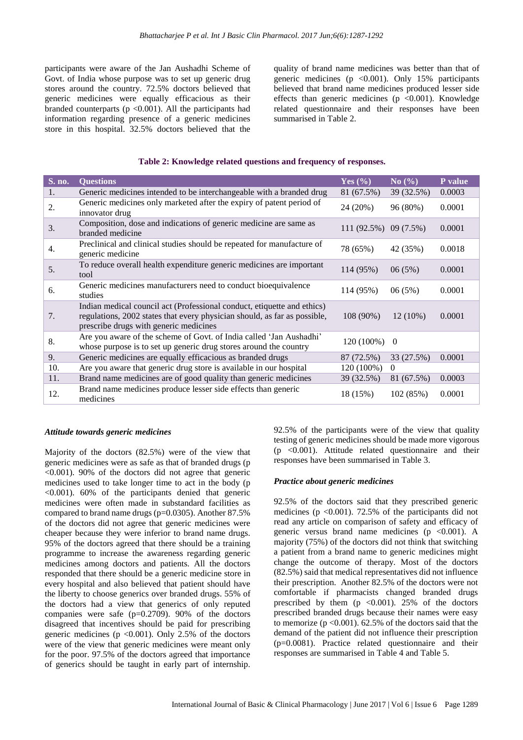participants were aware of the Jan Aushadhi Scheme of Govt. of India whose purpose was to set up generic drug stores around the country. 72.5% doctors believed that generic medicines were equally efficacious as their branded counterparts ($p < 0.001$). All the participants had information regarding presence of a generic medicines store in this hospital. 32.5% doctors believed that the quality of brand name medicines was better than that of generic medicines ($p < 0.001$). Only 15% participants believed that brand name medicines produced lesser side effects than generic medicines ($p < 0.001$). Knowledge related questionnaire and their responses have been summarised in Table 2.

**Table 2: Knowledge related questions and frequency of responses.**

| S. no. | Questions | Yes (%) | No (%) | P value |
|---|---|---|---|---|
| 1. | Generic medicines intended to be interchangeable with a branded drug | 81 (67.5%) | 39 (32.5%) | 0.0003 |
| 2. | Generic medicines only marketed after the expiry of patent period of innovator drug | 24 (20%) | 96 (80%) | 0.0001 |
| 3. | Composition, dose and indications of generic medicine are same as branded medicine | 111 (92.5%) | 09 (7.5%) | 0.0001 |
| 4. | Preclinical and clinical studies should be repeated for manufacture of generic medicine | 78 (65%) | 42 (35%) | 0.0018 |
| 5. | To reduce overall health expenditure generic medicines are important tool | 114 (95%) | 06 (5%) | 0.0001 |
| 6. | Generic medicines manufacturers need to conduct bioequivalence studies | 114 (95%) | 06 (5%) | 0.0001 |
| 7. | Indian medical council act (Professional conduct, etiquette and ethics) regulations, 2002 states that every physician should, as far as possible, prescribe drugs with generic medicines | 108 (90%) | 12 (10%) | 0.0001 |
| 8. | Are you aware of the scheme of Govt. of India called 'Jan Aushadhi' whose purpose is to set up generic drug stores around the country | 120 (100%) | 0 | |
| 9. | Generic medicines are equally efficacious as branded drugs | 87 (72.5%) | 33 (27.5%) | 0.0001 |
| 10. | Are you aware that generic drug store is available in our hospital | 120 (100%) | 0 | |
| 11. | Brand name medicines are of good quality than generic medicines | 39 (32.5%) | 81 (67.5%) | 0.0003 |
| 12. | Brand name medicines produce lesser side effects than generic medicines | 18 (15%) | 102 (85%) | 0.0001 |

### *Attitude towards generic medicines*

Majority of the doctors (82.5%) were of the view that generic medicines were as safe as that of branded drugs ($p < 0.001$). 90% of the doctors did not agree that generic medicines used to take longer time to act in the body ($p < 0.001$). 60% of the participants denied that generic medicines were often made in substandard facilities as compared to brand name drugs ($p=0.0305$). Another 87.5% of the doctors did not agree that generic medicines were cheaper because they were inferior to brand name drugs. 95% of the doctors agreed that there should be a training programme to increase the awareness regarding generic medicines among doctors and patients. All the doctors responded that there should be a generic medicine store in every hospital and also believed that patient should have the liberty to choose generics over branded drugs. 55% of the doctors had a view that generics of only reputed companies were safe ($p=0.2709$). 90% of the doctors disagreed that incentives should be paid for prescribing generic medicines ($p < 0.001$). Only 2.5% of the doctors were of the view that generic medicines were meant only for the poor. 97.5% of the doctors agreed that importance of generics should be taught in early part of internship. 92.5% of the participants were of the view that quality testing of generic medicines should be made more vigorous ($p < 0.001$). Attitude related questionnaire and their responses have been summarised in Table 3.

### *Practice about generic medicines*

92.5% of the doctors said that they prescribed generic medicines ($p < 0.001$). 72.5% of the participants did not read any article on comparison of safety and efficacy of generic versus brand name medicines ($p < 0.001$). A majority (75%) of the doctors did not think that switching a patient from a brand name to generic medicines might change the outcome of therapy. Most of the doctors (82.5%) said that medical representatives did not influence their prescription. Another 82.5% of the doctors were not comfortable if pharmacists changed branded drugs prescribed by them ($p < 0.001$). 25% of the doctors prescribed branded drugs because their names were easy to memorize ($p < 0.001$). 62.5% of the doctors said that the demand of the patient did not influence their prescription ($p=0.0081$). Practice related questionnaire and their responses are summarised in Table 4 and Table 5.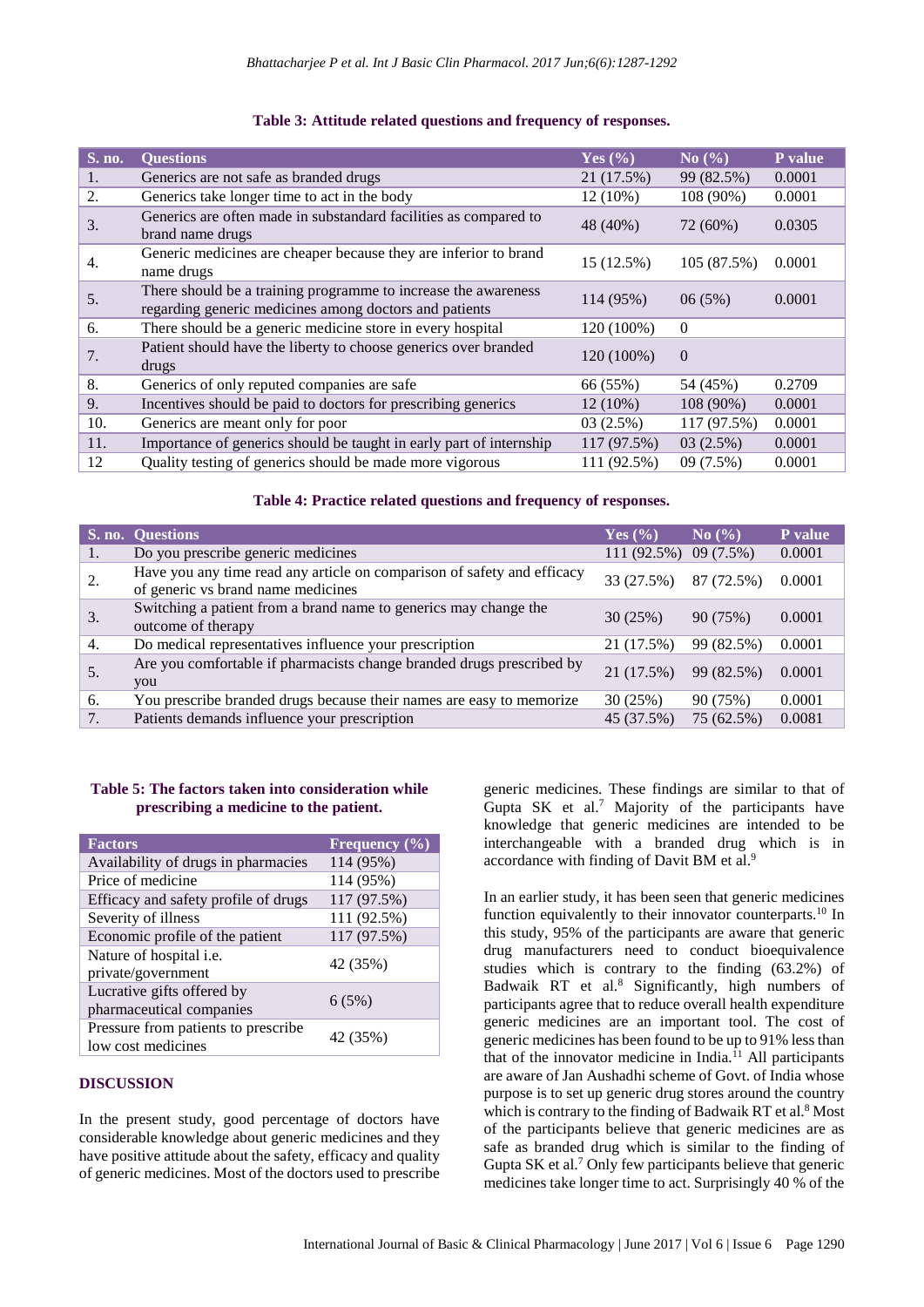**Table 3: Attitude related questions and frequency of responses.**

| S. no. | Questions | Yes (%) | No (%) | P value |
|---|---|---|---|---|
| 1. | Generics are not safe as branded drugs | 21 (17.5%) | 99 (82.5%) | 0.0001 |
| 2. | Generics take longer time to act in the body | 12 (10%) | 108 (90%) | 0.0001 |
| 3. | Generics are often made in substandard facilities as compared to brand name drugs | 48 (40%) | 72 (60%) | 0.0305 |
| 4. | Generic medicines are cheaper because they are inferior to brand name drugs | 15 (12.5%) | 105 (87.5%) | 0.0001 |
| 5. | There should be a training programme to increase the awareness regarding generic medicines among doctors and patients | 114 (95%) | 06 (5%) | 0.0001 |
| 6. | There should be a generic medicine store in every hospital | 120 (100%) | 0 | |
| 7. | Patient should have the liberty to choose generics over branded drugs | 120 (100%) | 0 | |
| 8. | Generics of only reputed companies are safe | 66 (55%) | 54 (45%) | 0.2709 |
| 9. | Incentives should be paid to doctors for prescribing generics | 12 (10%) | 108 (90%) | 0.0001 |
| 10. | Generics are meant only for poor | 03 (2.5%) | 117 (97.5%) | 0.0001 |
| 11. | Importance of generics should be taught in early part of internship | 117 (97.5%) | 03 (2.5%) | 0.0001 |
| 12 | Quality testing of generics should be made more vigorous | 111 (92.5%) | 09 (7.5%) | 0.0001 |

**Table 4: Practice related questions and frequency of responses.**

| S. no. | Questions | Yes (%) | No (%) | P value |
|---|---|---|---|---|
| 1. | Do you prescribe generic medicines | 111 (92.5%) | 09 (7.5%) | 0.0001 |
| 2. | Have you any time read any article on comparison of safety and efficacy of generic vs brand name medicines | 33 (27.5%) | 87 (72.5%) | 0.0001 |
| 3. | Switching a patient from a brand name to generics may change the outcome of therapy | 30 (25%) | 90 (75%) | 0.0001 |
| 4. | Do medical representatives influence your prescription | 21 (17.5%) | 99 (82.5%) | 0.0001 |
| 5. | Are you comfortable if pharmacists change branded drugs prescribed by you | 21 (17.5%) | 99 (82.5%) | 0.0001 |
| 6. | You prescribe branded drugs because their names are easy to memorize | 30 (25%) | 90 (75%) | 0.0001 |
| 7. | Patients demands influence your prescription | 45 (37.5%) | 75 (62.5%) | 0.0081 |

**Table 5: The factors taken into consideration while prescribing a medicine to the patient.**

| Factors | Frequency (%) |
|---|---|
| Availability of drugs in pharmacies | 114 (95%) |
| Price of medicine | 114 (95%) |
| Efficacy and safety profile of drugs | 117 (97.5%) |
| Severity of illness | 111 (92.5%) |
| Economic profile of the patient | 117 (97.5%) |
| Nature of hospital i.e. private/government | 42 (35%) |
| Lucrative gifts offered by pharmaceutical companies | 6 (5%) |
| Pressure from patients to prescribe low cost medicines | 42 (35%) |

## DISCUSSION

In the present study, good percentage of doctors have considerable knowledge about generic medicines and they have positive attitude about the safety, efficacy and quality of generic medicines. Most of the doctors used to prescribe generic medicines. These findings are similar to that of Gupta SK et al.[7] Majority of the participants have knowledge that generic medicines are intended to be interchangeable with a branded drug which is in accordance with finding of Davit BM et al.[9]

In an earlier study, it has been seen that generic medicines function equivalently to their innovator counterparts.[10] In this study, 95% of the participants are aware that generic drug manufacturers need to conduct bioequivalence studies which is contrary to the finding (63.2%) of Badwaik RT et al.[8] Significantly, high numbers of participants agree that to reduce overall health expenditure generic medicines are an important tool. The cost of generic medicines has been found to be up to 91% less than that of the innovator medicine in India.[11] All participants are aware of Jan Aushadhi scheme of Govt. of India whose purpose is to set up generic drug stores around the country which is contrary to the finding of Badwaik RT et al.[8] Most of the participants believe that generic medicines are as safe as branded drug which is similar to the finding of Gupta SK et al.[7] Only few participants believe that generic medicines take longer time to act. Surprisingly 40 % of the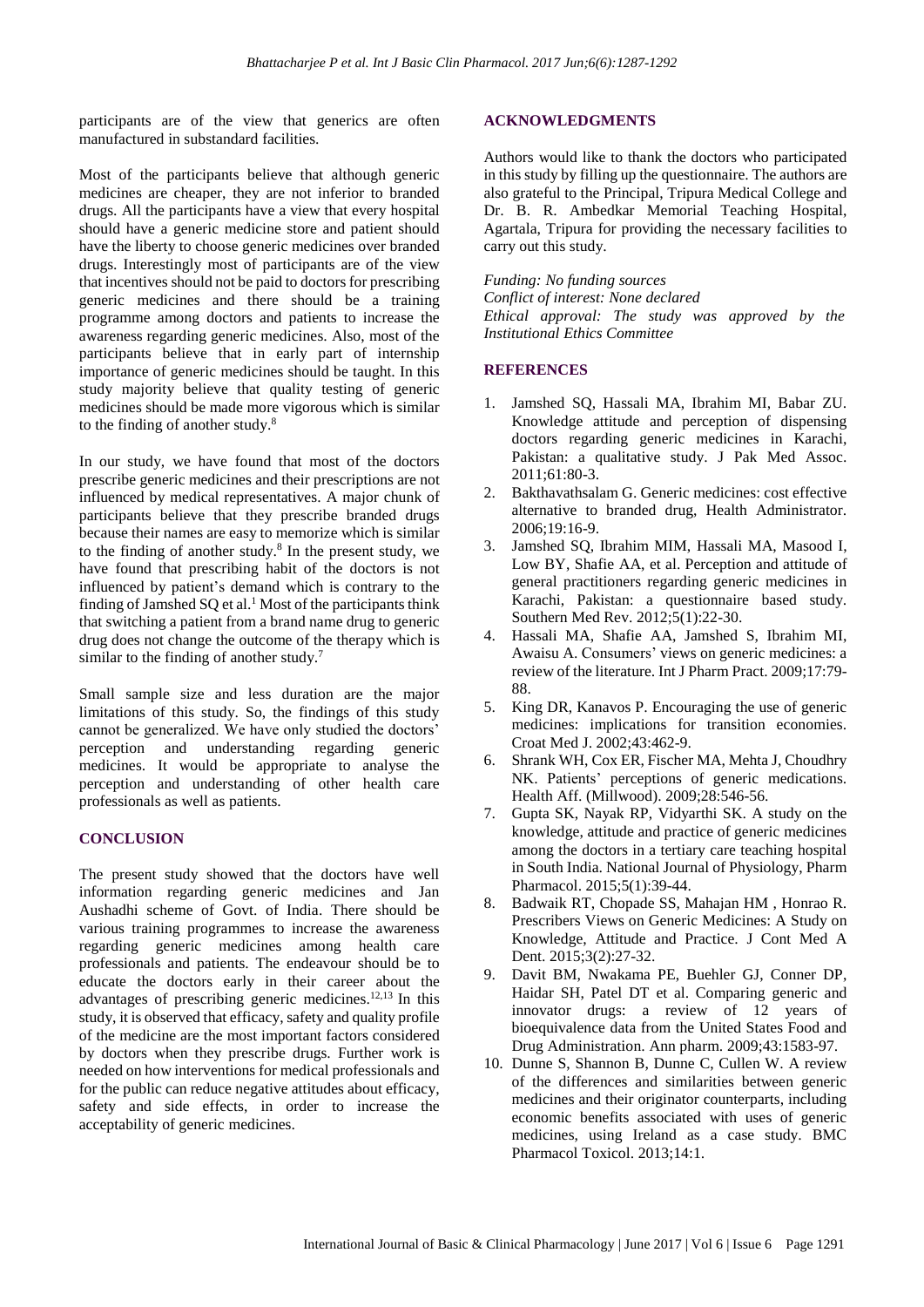participants are of the view that generics are often manufactured in substandard facilities.

Most of the participants believe that although generic medicines are cheaper, they are not inferior to branded drugs. All the participants have a view that every hospital should have a generic medicine store and patient should have the liberty to choose generic medicines over branded drugs. Interestingly most of participants are of the view that incentives should not be paid to doctors for prescribing generic medicines and there should be a training programme among doctors and patients to increase the awareness regarding generic medicines. Also, most of the participants believe that in early part of internship importance of generic medicines should be taught. In this study majority believe that quality testing of generic medicines should be made more vigorous which is similar to the finding of another study.[8]

In our study, we have found that most of the doctors prescribe generic medicines and their prescriptions are not influenced by medical representatives. A major chunk of participants believe that they prescribe branded drugs because their names are easy to memorize which is similar to the finding of another study.[8] In the present study, we have found that prescribing habit of the doctors is not influenced by patient's demand which is contrary to the finding of Jamshed SQ et al.[1] Most of the participants think that switching a patient from a brand name drug to generic drug does not change the outcome of the therapy which is similar to the finding of another study.[7]

Small sample size and less duration are the major limitations of this study. So, the findings of this study cannot be generalized. We have only studied the doctors' perception and understanding regarding generic medicines. It would be appropriate to analyse the perception and understanding of other health care professionals as well as patients.

## CONCLUSION

The present study showed that the doctors have well information regarding generic medicines and Jan Aushadhi scheme of Govt. of India. There should be various training programmes to increase the awareness regarding generic medicines among health care professionals and patients. The endeavour should be to educate the doctors early in their career about the advantages of prescribing generic medicines.[12,13] In this study, it is observed that efficacy, safety and quality profile of the medicine are the most important factors considered by doctors when they prescribe drugs. Further work is needed on how interventions for medical professionals and for the public can reduce negative attitudes about efficacy, safety and side effects, in order to increase the acceptability of generic medicines.

## ACKNOWLEDGMENTS

Authors would like to thank the doctors who participated in this study by filling up the questionnaire. The authors are also grateful to the Principal, Tripura Medical College and Dr. B. R. Ambedkar Memorial Teaching Hospital, Agartala, Tripura for providing the necessary facilities to carry out this study.

*Funding: No funding sources*
*Conflict of interest: None declared*
*Ethical approval: The study was approved by the Institutional Ethics Committee*

## REFERENCES

1. Jamshed SQ, Hassali MA, Ibrahim MI, Babar ZU. Knowledge attitude and perception of dispensing doctors regarding generic medicines in Karachi, Pakistan: a qualitative study. J Pak Med Assoc. 2011;61:80-3.
2. Bakthavathsalam G. Generic medicines: cost effective alternative to branded drug, Health Administrator. 2006;19:16-9.
3. Jamshed SQ, Ibrahim MIM, Hassali MA, Masood I, Low BY, Shafie AA, et al. Perception and attitude of general practitioners regarding generic medicines in Karachi, Pakistan: a questionnaire based study. Southern Med Rev. 2012;5(1):22-30.
4. Hassali MA, Shafie AA, Jamshed S, Ibrahim MI, Awaisu A. Consumers' views on generic medicines: a review of the literature. Int J Pharm Pract. 2009;17:79-88.
5. King DR, Kanavos P. Encouraging the use of generic medicines: implications for transition economies. Croat Med J. 2002;43:462-9.
6. Shrank WH, Cox ER, Fischer MA, Mehta J, Choudhry NK. Patients' perceptions of generic medications. Health Aff. (Millwood). 2009;28:546-56.
7. Gupta SK, Nayak RP, Vidyarthi SK. A study on the knowledge, attitude and practice of generic medicines among the doctors in a tertiary care teaching hospital in South India. National Journal of Physiology, Pharm Pharmacol. 2015;5(1):39-44.
8. Badwaik RT, Chopade SS, Mahajan HM , Honrao R. Prescribers Views on Generic Medicines: A Study on Knowledge, Attitude and Practice. J Cont Med A Dent. 2015;3(2):27-32.
9. Davit BM, Nwakama PE, Buehler GJ, Conner DP, Haidar SH, Patel DT et al. Comparing generic and innovator drugs: a review of 12 years of bioequivalence data from the United States Food and Drug Administration. Ann pharm. 2009;43:1583-97.
10. Dunne S, Shannon B, Dunne C, Cullen W. A review of the differences and similarities between generic medicines and their originator counterparts, including economic benefits associated with uses of generic medicines, using Ireland as a case study. BMC Pharmacol Toxicol. 2013;14:1.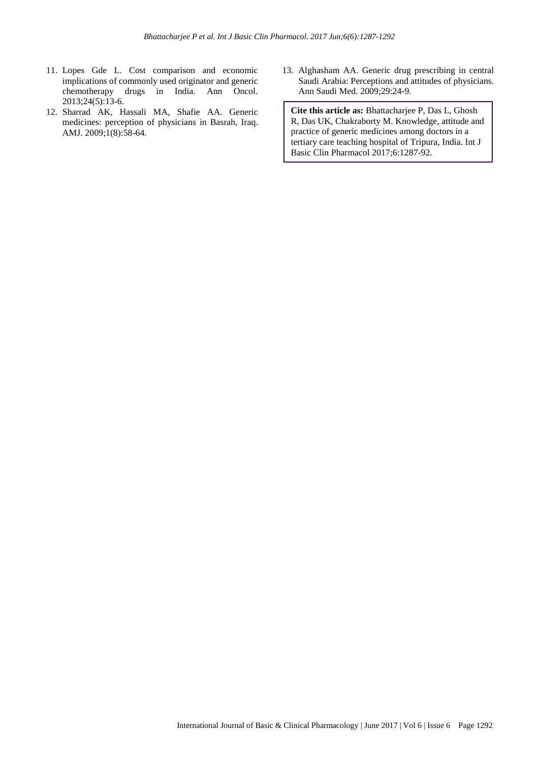11. Lopes Gde L. Cost comparison and economic implications of commonly used originator and generic chemotherapy drugs in India. Ann Oncol. 2013;24(5):13-6.
12. Sharrad AK, Hassali MA, Shafie AA. Generic medicines: perception of physicians in Basrah, Iraq. AMJ. 2009;1(8):58-64.
13. Alghasham AA. Generic drug prescribing in central Saudi Arabia: Perceptions and attitudes of physicians. Ann Saudi Med. 2009;29:24-9.

**Cite this article as:** Bhattacharjee P, Das L, Ghosh R, Das UK, Chakraborty M. Knowledge, attitude and practice of generic medicines among doctors in a tertiary care teaching hospital of Tripura, India. Int J Basic Clin Pharmacol 2017;6:1287-92.